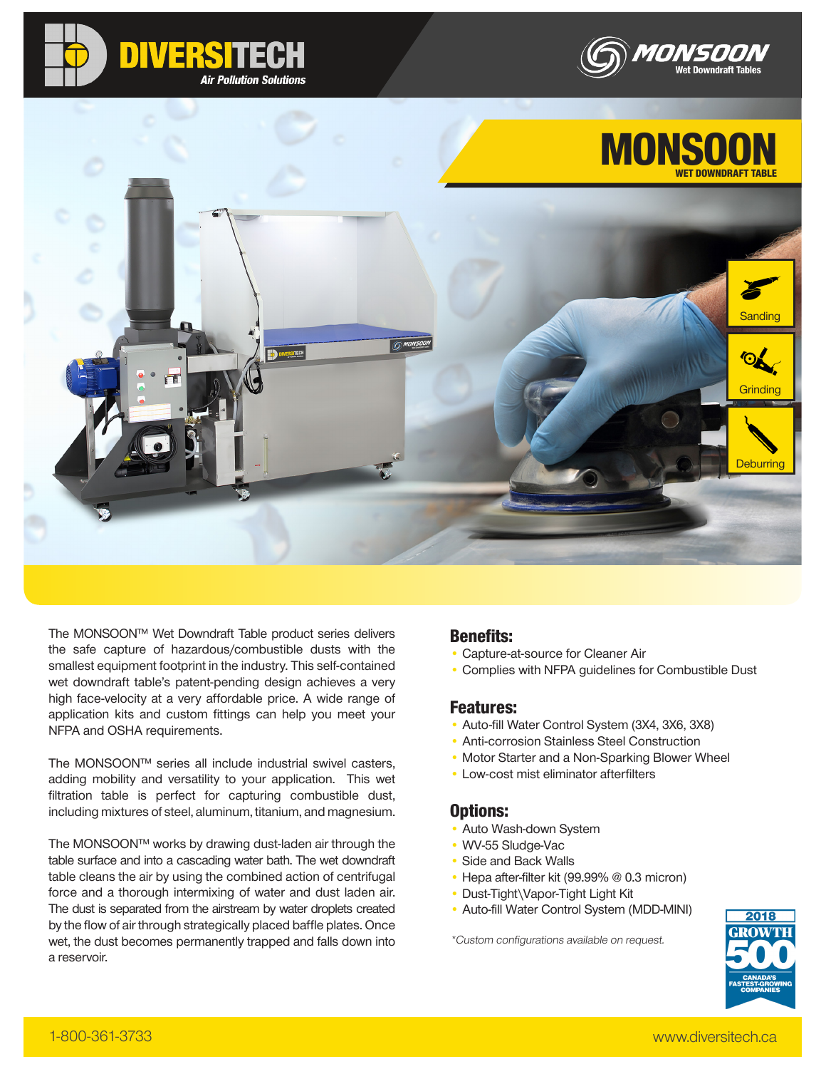DIVERSITECH
Air Pollution Solutions

MONSOON
Wet Downdraft Tables

# MONSOON
## WET DOWNDRAFT TABLE

Sanding

Grinding

Deburring

The MONSOON™ Wet Downdraft Table product series delivers the safe capture of hazardous/combustible dusts with the smallest equipment footprint in the industry. This self-contained wet downdraft table's patent-pending design achieves a very high face-velocity at a very affordable price. A wide range of application kits and custom fittings can help you meet your NFPA and OSHA requirements.

The MONSOON™ series all include industrial swivel casters, adding mobility and versatility to your application. This wet filtration table is perfect for capturing combustible dust, including mixtures of steel, aluminum, titanium, and magnesium.

The MONSOON™ works by drawing dust-laden air through the table surface and into a cascading water bath. The wet downdraft table cleans the air by using the combined action of centrifugal force and a thorough intermixing of water and dust laden air. The dust is separated from the airstream by water droplets created by the flow of air through strategically placed baffle plates. Once wet, the dust becomes permanently trapped and falls down into a reservoir.

### Benefits:

- Capture-at-source for Cleaner Air
- Complies with NFPA guidelines for Combustible Dust

### Features:

- Auto-fill Water Control System (3X4, 3X6, 3X8)
- Anti-corrosion Stainless Steel Construction
- Motor Starter and a Non-Sparking Blower Wheel
- Low-cost mist eliminator afterfilters

### Options:

- Auto Wash-down System
- WV-55 Sludge-Vac
- Side and Back Walls
- Hepa after-filter kit (99.99% @ 0.3 micron)
- Dust-Tight\Vapor-Tight Light Kit
- Auto-fill Water Control System (MDD-MINI)

*Custom configurations available on request.*

2018 GROWTH 500 — CANADA'S FASTEST-GROWING COMPANIES

1-800-361-3733

www.diversitech.ca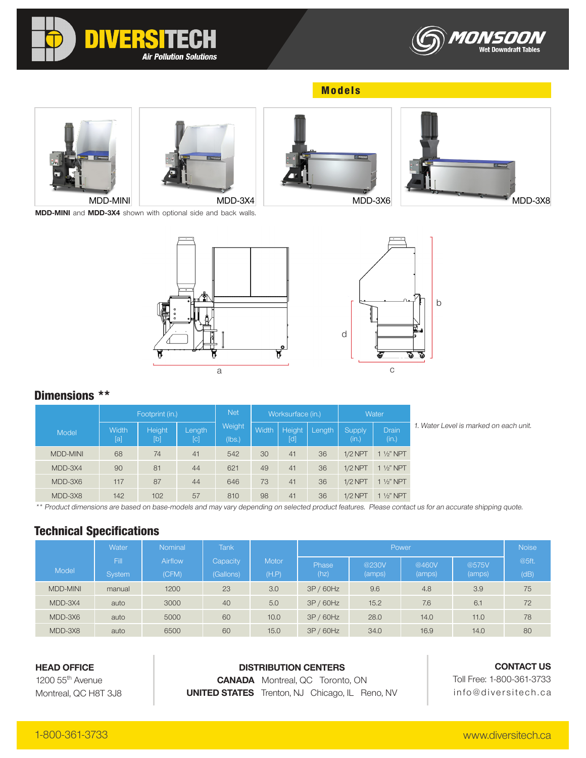DIVERSITECH Air Pollution Solutions

MONSOON Wet Downdraft Tables

## Models

MDD-MINI

MDD-3X4

MDD-3X6

MDD-3X8

**MDD-MINI** and **MDD-3X4** shown with optional side and back walls.

a

b

c

d

## Dimensions **

| Model | Footprint (in.) | | | Net Weight (lbs.) | Worksurface (in.) | | | Water | |
|---|---|---|---|---|---|---|---|---|---|
| | Width [a] | Height [b] | Length [c] | | Width | Height [d] | Length | Supply (in.) | Drain (in.) |
| MDD-MINI | 68 | 74 | 41 | 542 | 30 | 41 | 36 | 1/2 NPT | 1 ½" NPT |
| MDD-3X4 | 90 | 81 | 44 | 621 | 49 | 41 | 36 | 1/2 NPT | 1 ½" NPT |
| MDD-3X6 | 117 | 87 | 44 | 646 | 73 | 41 | 36 | 1/2 NPT | 1 ½" NPT |
| MDD-3X8 | 142 | 102 | 57 | 810 | 98 | 41 | 36 | 1/2 NPT | 1 ½" NPT |

*1. Water Level is marked on each unit.*

*** Product dimensions are based on base-models and may vary depending on selected product features. Please contact us for an accurate shipping quote.*

## Technical Specifications

| Model | Water Fill System | Nominal Airflow (CFM) | Tank Capacity (Gallons) | Motor (H.P) | Power | | | | Noise @5ft. (dB) |
|---|---|---|---|---|---|---|---|---|---|
| | | | | | Phase (hz) | @230V (amps) | @460V (amps) | @575V (amps) | |
| MDD-MINI | manual | 1200 | 23 | 3.0 | 3P / 60Hz | 9.6 | 4.8 | 3.9 | 75 |
| MDD-3X4 | auto | 3000 | 40 | 5.0 | 3P / 60Hz | 15.2 | 7.6 | 6.1 | 72 |
| MDD-3X6 | auto | 5000 | 60 | 10.0 | 3P / 60Hz | 28.0 | 14.0 | 11.0 | 78 |
| MDD-3X8 | auto | 6500 | 60 | 15.0 | 3P / 60Hz | 34.0 | 16.9 | 14.0 | 80 |

**HEAD OFFICE**
1200 55th Avenue
Montreal, QC H8T 3J8

**DISTRIBUTION CENTERS**
**CANADA** Montreal, QC Toronto, ON
**UNITED STATES** Trenton, NJ Chicago, IL Reno, NV

**CONTACT US**
Toll Free: 1-800-361-3733
info@diversitech.ca

1-800-361-3733 www.diversitech.ca